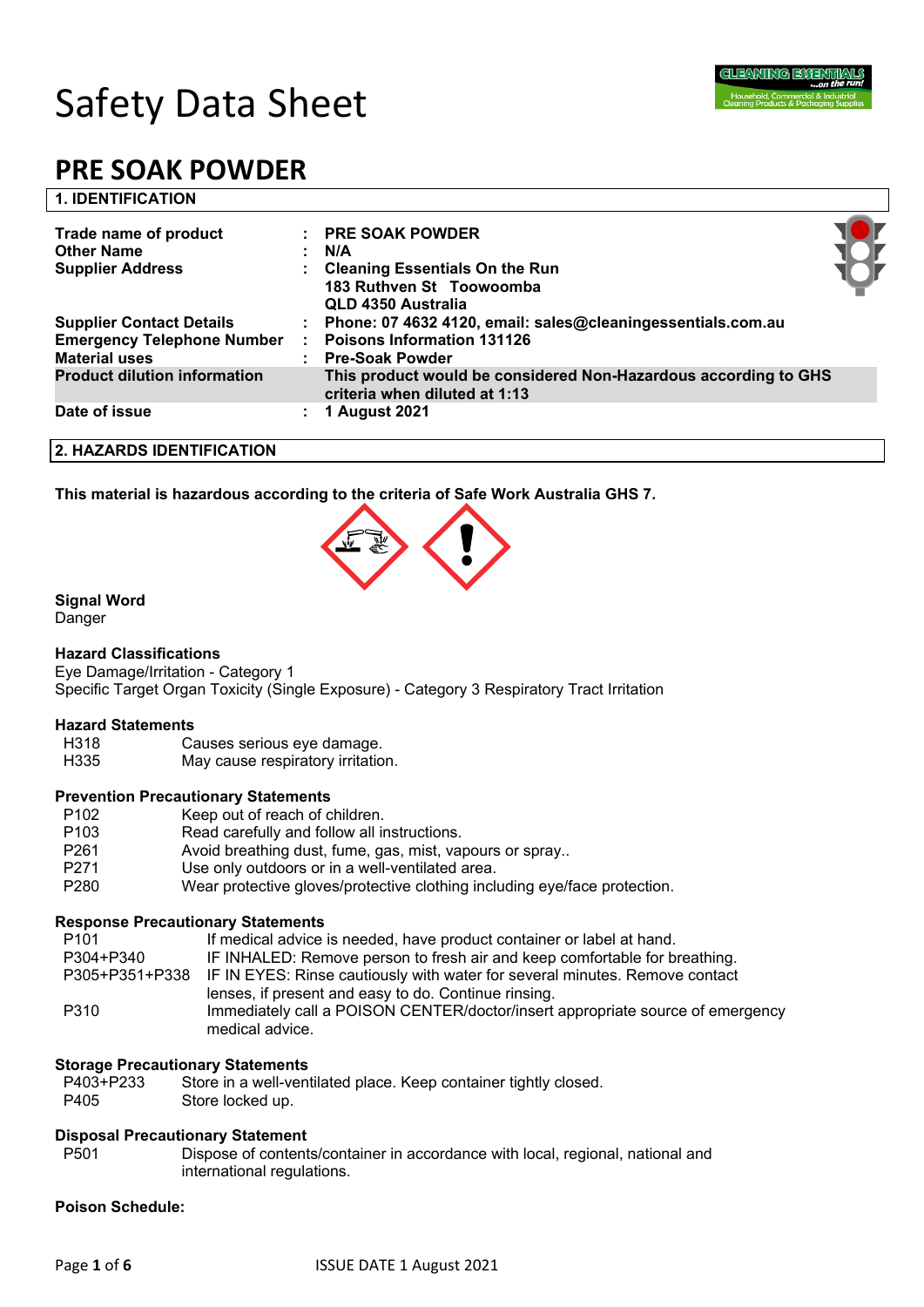# Safety Data Sheet

# PRE SOAK POWDER

## 1. IDENTIFICATION

| | | |
|---|---|---|
| **Trade name of product** | : | **PRE SOAK POWDER** |
| **Other Name** | : | **N/A** |
| **Supplier Address** | : | **Cleaning Essentials On the Run**<br>**183 Ruthven St Toowoomba**<br>**QLD 4350 Australia** |
| **Supplier Contact Details** | : | **Phone: 07 4632 4120, email: sales@cleaningessentials.com.au** |
| **Emergency Telephone Number** | : | **Poisons Information 131126** |
| **Material uses** | : | **Pre-Soak Powder** |
| **Product dilution information** | | **This product would be considered Non-Hazardous according to GHS criteria when diluted at 1:13** |
| **Date of issue** | : | **1 August 2021** |

## 2. HAZARDS IDENTIFICATION

**This material is hazardous according to the criteria of Safe Work Australia GHS 7.**

**Signal Word**

Danger

**Hazard Classifications**

Eye Damage/Irritation - Category 1

Specific Target Organ Toxicity (Single Exposure) - Category 3 Respiratory Tract Irritation

**Hazard Statements**

| | |
|---|---|
| H318 | Causes serious eye damage. |
| H335 | May cause respiratory irritation. |

**Prevention Precautionary Statements**

| | |
|---|---|
| P102 | Keep out of reach of children. |
| P103 | Read carefully and follow all instructions. |
| P261 | Avoid breathing dust, fume, gas, mist, vapours or spray.. |
| P271 | Use only outdoors or in a well-ventilated area. |
| P280 | Wear protective gloves/protective clothing including eye/face protection. |

**Response Precautionary Statements**

| | |
|---|---|
| P101 | If medical advice is needed, have product container or label at hand. |
| P304+P340 | IF INHALED: Remove person to fresh air and keep comfortable for breathing. |
| P305+P351+P338 | IF IN EYES: Rinse cautiously with water for several minutes. Remove contact lenses, if present and easy to do. Continue rinsing. |
| P310 | Immediately call a POISON CENTER/doctor/insert appropriate source of emergency medical advice. |

**Storage Precautionary Statements**

| | |
|---|---|
| P403+P233 | Store in a well-ventilated place. Keep container tightly closed. |
| P405 | Store locked up. |

**Disposal Precautionary Statement**

| | |
|---|---|
| P501 | Dispose of contents/container in accordance with local, regional, national and international regulations. |

**Poison Schedule:**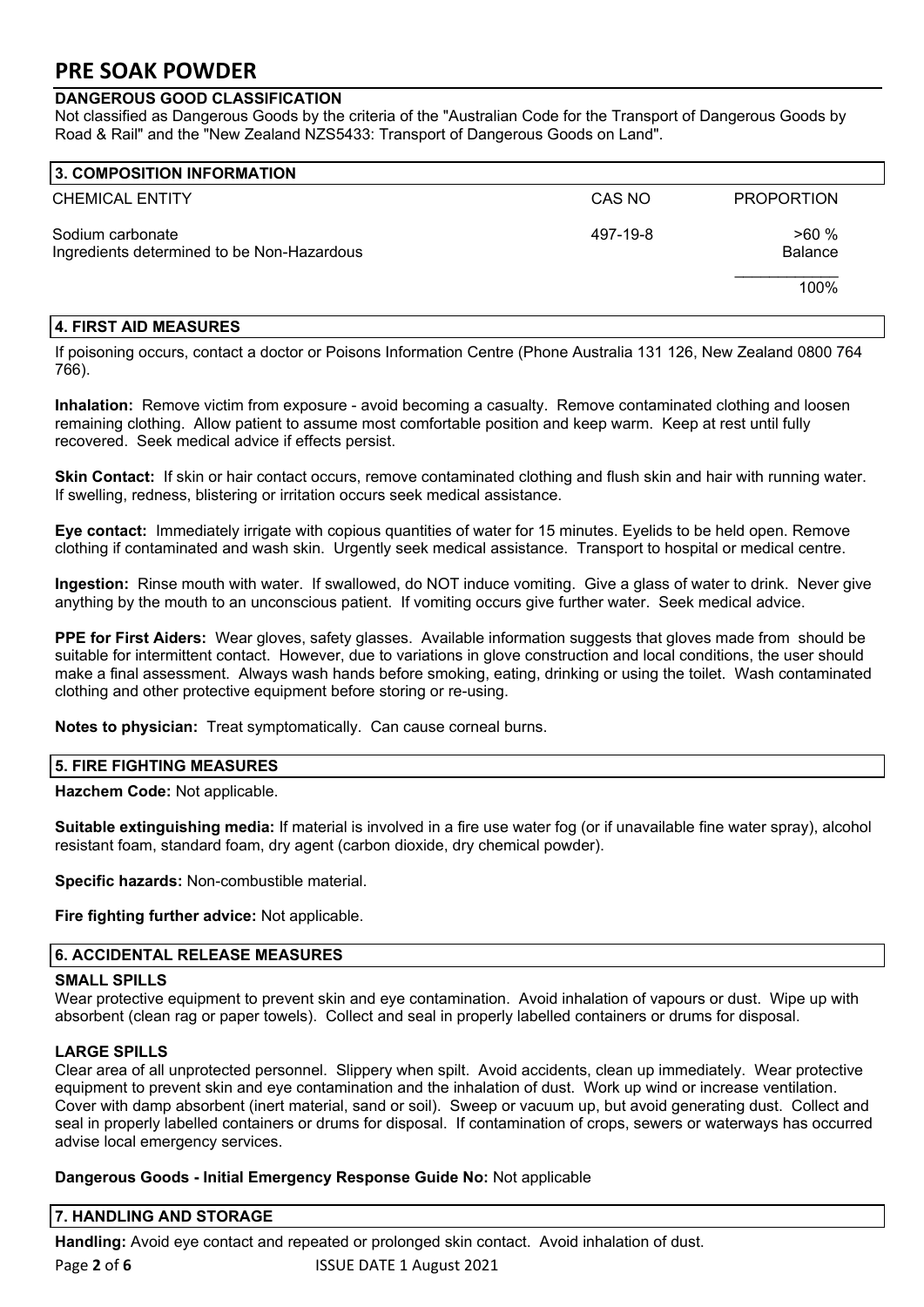## DANGEROUS GOOD CLASSIFICATION

Not classified as Dangerous Goods by the criteria of the "Australian Code for the Transport of Dangerous Goods by Road & Rail" and the "New Zealand NZS5433: Transport of Dangerous Goods on Land".

## 3. COMPOSITION INFORMATION

| CHEMICAL ENTITY | CAS NO | PROPORTION |
|---|---|---|
| Sodium carbonate | 497-19-8 | >60 % |
| Ingredients determined to be Non-Hazardous | | Balance |
| | | 100% |

## 4. FIRST AID MEASURES

If poisoning occurs, contact a doctor or Poisons Information Centre (Phone Australia 131 126, New Zealand 0800 764 766).

**Inhalation:** Remove victim from exposure - avoid becoming a casualty. Remove contaminated clothing and loosen remaining clothing. Allow patient to assume most comfortable position and keep warm. Keep at rest until fully recovered. Seek medical advice if effects persist.

**Skin Contact:** If skin or hair contact occurs, remove contaminated clothing and flush skin and hair with running water. If swelling, redness, blistering or irritation occurs seek medical assistance.

**Eye contact:** Immediately irrigate with copious quantities of water for 15 minutes. Eyelids to be held open. Remove clothing if contaminated and wash skin. Urgently seek medical assistance. Transport to hospital or medical centre.

**Ingestion:** Rinse mouth with water. If swallowed, do NOT induce vomiting. Give a glass of water to drink. Never give anything by the mouth to an unconscious patient. If vomiting occurs give further water. Seek medical advice.

**PPE for First Aiders:** Wear gloves, safety glasses. Available information suggests that gloves made from should be suitable for intermittent contact. However, due to variations in glove construction and local conditions, the user should make a final assessment. Always wash hands before smoking, eating, drinking or using the toilet. Wash contaminated clothing and other protective equipment before storing or re-using.

**Notes to physician:** Treat symptomatically. Can cause corneal burns.

## 5. FIRE FIGHTING MEASURES

**Hazchem Code:** Not applicable.

**Suitable extinguishing media:** If material is involved in a fire use water fog (or if unavailable fine water spray), alcohol resistant foam, standard foam, dry agent (carbon dioxide, dry chemical powder).

**Specific hazards:** Non-combustible material.

**Fire fighting further advice:** Not applicable.

## 6. ACCIDENTAL RELEASE MEASURES

### SMALL SPILLS

Wear protective equipment to prevent skin and eye contamination. Avoid inhalation of vapours or dust. Wipe up with absorbent (clean rag or paper towels). Collect and seal in properly labelled containers or drums for disposal.

### LARGE SPILLS

Clear area of all unprotected personnel. Slippery when spilt. Avoid accidents, clean up immediately. Wear protective equipment to prevent skin and eye contamination and the inhalation of dust. Work up wind or increase ventilation. Cover with damp absorbent (inert material, sand or soil). Sweep or vacuum up, but avoid generating dust. Collect and seal in properly labelled containers or drums for disposal. If contamination of crops, sewers or waterways has occurred advise local emergency services.

**Dangerous Goods - Initial Emergency Response Guide No:** Not applicable

## 7. HANDLING AND STORAGE

**Handling:** Avoid eye contact and repeated or prolonged skin contact. Avoid inhalation of dust.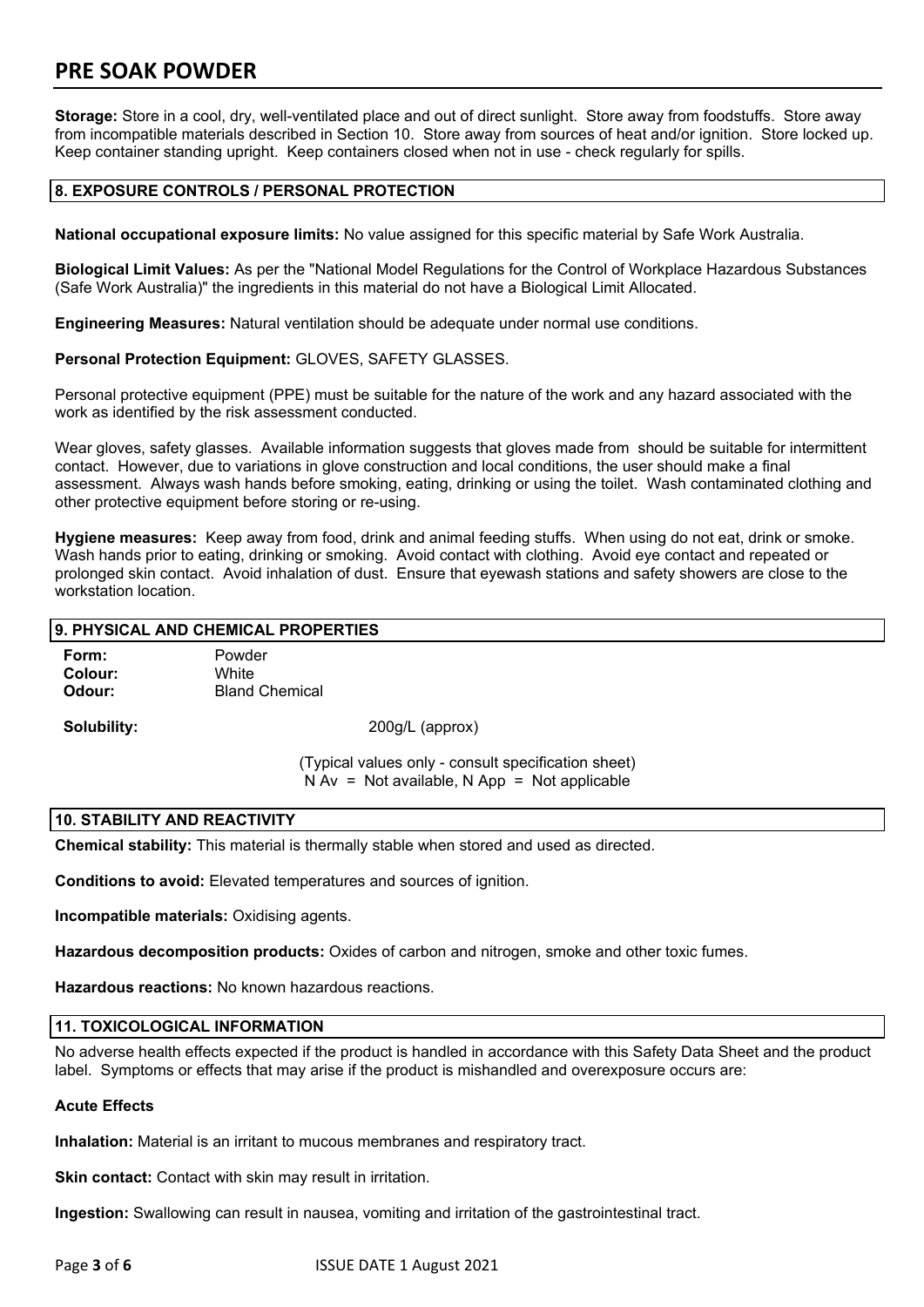**Storage:** Store in a cool, dry, well-ventilated place and out of direct sunlight. Store away from foodstuffs. Store away from incompatible materials described in Section 10. Store away from sources of heat and/or ignition. Store locked up. Keep container standing upright. Keep containers closed when not in use - check regularly for spills.

## 8. EXPOSURE CONTROLS / PERSONAL PROTECTION

**National occupational exposure limits:** No value assigned for this specific material by Safe Work Australia.

**Biological Limit Values:** As per the "National Model Regulations for the Control of Workplace Hazardous Substances (Safe Work Australia)" the ingredients in this material do not have a Biological Limit Allocated.

**Engineering Measures:** Natural ventilation should be adequate under normal use conditions.

**Personal Protection Equipment:** GLOVES, SAFETY GLASSES.

Personal protective equipment (PPE) must be suitable for the nature of the work and any hazard associated with the work as identified by the risk assessment conducted.

Wear gloves, safety glasses. Available information suggests that gloves made from should be suitable for intermittent contact. However, due to variations in glove construction and local conditions, the user should make a final assessment. Always wash hands before smoking, eating, drinking or using the toilet. Wash contaminated clothing and other protective equipment before storing or re-using.

**Hygiene measures:** Keep away from food, drink and animal feeding stuffs. When using do not eat, drink or smoke. Wash hands prior to eating, drinking or smoking. Avoid contact with clothing. Avoid eye contact and repeated or prolonged skin contact. Avoid inhalation of dust. Ensure that eyewash stations and safety showers are close to the workstation location.

## 9. PHYSICAL AND CHEMICAL PROPERTIES

**Form:** Powder
**Colour:** White
**Odour:** Bland Chemical

**Solubility:** 200g/L (approx)

(Typical values only - consult specification sheet)
N Av = Not available, N App = Not applicable

## 10. STABILITY AND REACTIVITY

**Chemical stability:** This material is thermally stable when stored and used as directed.

**Conditions to avoid:** Elevated temperatures and sources of ignition.

**Incompatible materials:** Oxidising agents.

**Hazardous decomposition products:** Oxides of carbon and nitrogen, smoke and other toxic fumes.

**Hazardous reactions:** No known hazardous reactions.

## 11. TOXICOLOGICAL INFORMATION

No adverse health effects expected if the product is handled in accordance with this Safety Data Sheet and the product label. Symptoms or effects that may arise if the product is mishandled and overexposure occurs are:

**Acute Effects**

**Inhalation:** Material is an irritant to mucous membranes and respiratory tract.

**Skin contact:** Contact with skin may result in irritation.

**Ingestion:** Swallowing can result in nausea, vomiting and irritation of the gastrointestinal tract.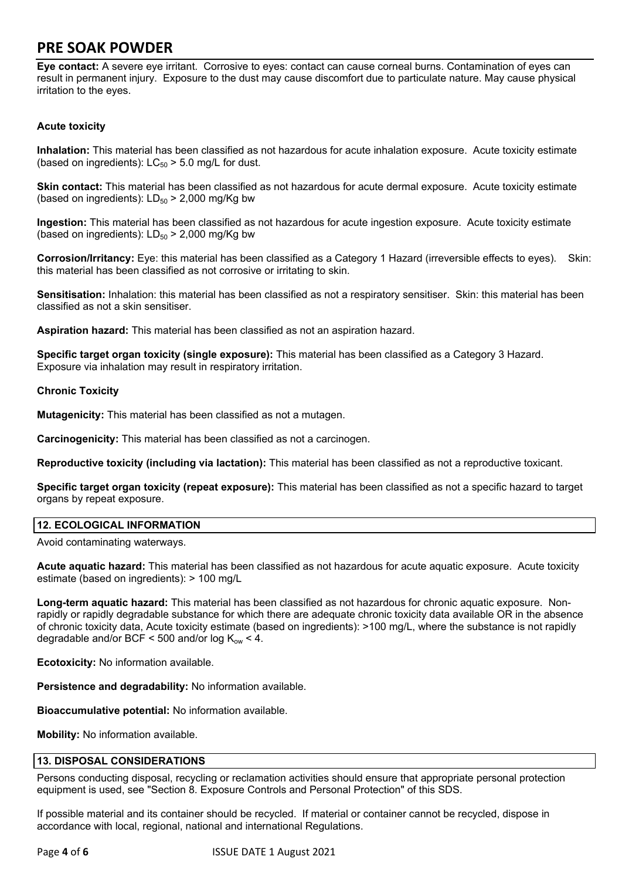**Eye contact:** A severe eye irritant. Corrosive to eyes: contact can cause corneal burns. Contamination of eyes can result in permanent injury. Exposure to the dust may cause discomfort due to particulate nature. May cause physical irritation to the eyes.

**Acute toxicity**

**Inhalation:** This material has been classified as not hazardous for acute inhalation exposure. Acute toxicity estimate (based on ingredients): $LC_{50}$ > 5.0 mg/L for dust.

**Skin contact:** This material has been classified as not hazardous for acute dermal exposure. Acute toxicity estimate (based on ingredients): $LD_{50}$ > 2,000 mg/Kg bw

**Ingestion:** This material has been classified as not hazardous for acute ingestion exposure. Acute toxicity estimate (based on ingredients): $LD_{50}$ > 2,000 mg/Kg bw

**Corrosion/Irritancy:** Eye: this material has been classified as a Category 1 Hazard (irreversible effects to eyes). Skin: this material has been classified as not corrosive or irritating to skin.

**Sensitisation:** Inhalation: this material has been classified as not a respiratory sensitiser. Skin: this material has been classified as not a skin sensitiser.

**Aspiration hazard:** This material has been classified as not an aspiration hazard.

**Specific target organ toxicity (single exposure):** This material has been classified as a Category 3 Hazard. Exposure via inhalation may result in respiratory irritation.

**Chronic Toxicity**

**Mutagenicity:** This material has been classified as not a mutagen.

**Carcinogenicity:** This material has been classified as not a carcinogen.

**Reproductive toxicity (including via lactation):** This material has been classified as not a reproductive toxicant.

**Specific target organ toxicity (repeat exposure):** This material has been classified as not a specific hazard to target organs by repeat exposure.

## 12. ECOLOGICAL INFORMATION

Avoid contaminating waterways.

**Acute aquatic hazard:** This material has been classified as not hazardous for acute aquatic exposure. Acute toxicity estimate (based on ingredients): > 100 mg/L

**Long-term aquatic hazard:** This material has been classified as not hazardous for chronic aquatic exposure. Non-rapidly or rapidly degradable substance for which there are adequate chronic toxicity data available OR in the absence of chronic toxicity data, Acute toxicity estimate (based on ingredients): >100 mg/L, where the substance is not rapidly degradable and/or BCF < 500 and/or log $K_{ow}$ < 4.

**Ecotoxicity:** No information available.

**Persistence and degradability:** No information available.

**Bioaccumulative potential:** No information available.

**Mobility:** No information available.

## 13. DISPOSAL CONSIDERATIONS

Persons conducting disposal, recycling or reclamation activities should ensure that appropriate personal protection equipment is used, see "Section 8. Exposure Controls and Personal Protection" of this SDS.

If possible material and its container should be recycled. If material or container cannot be recycled, dispose in accordance with local, regional, national and international Regulations.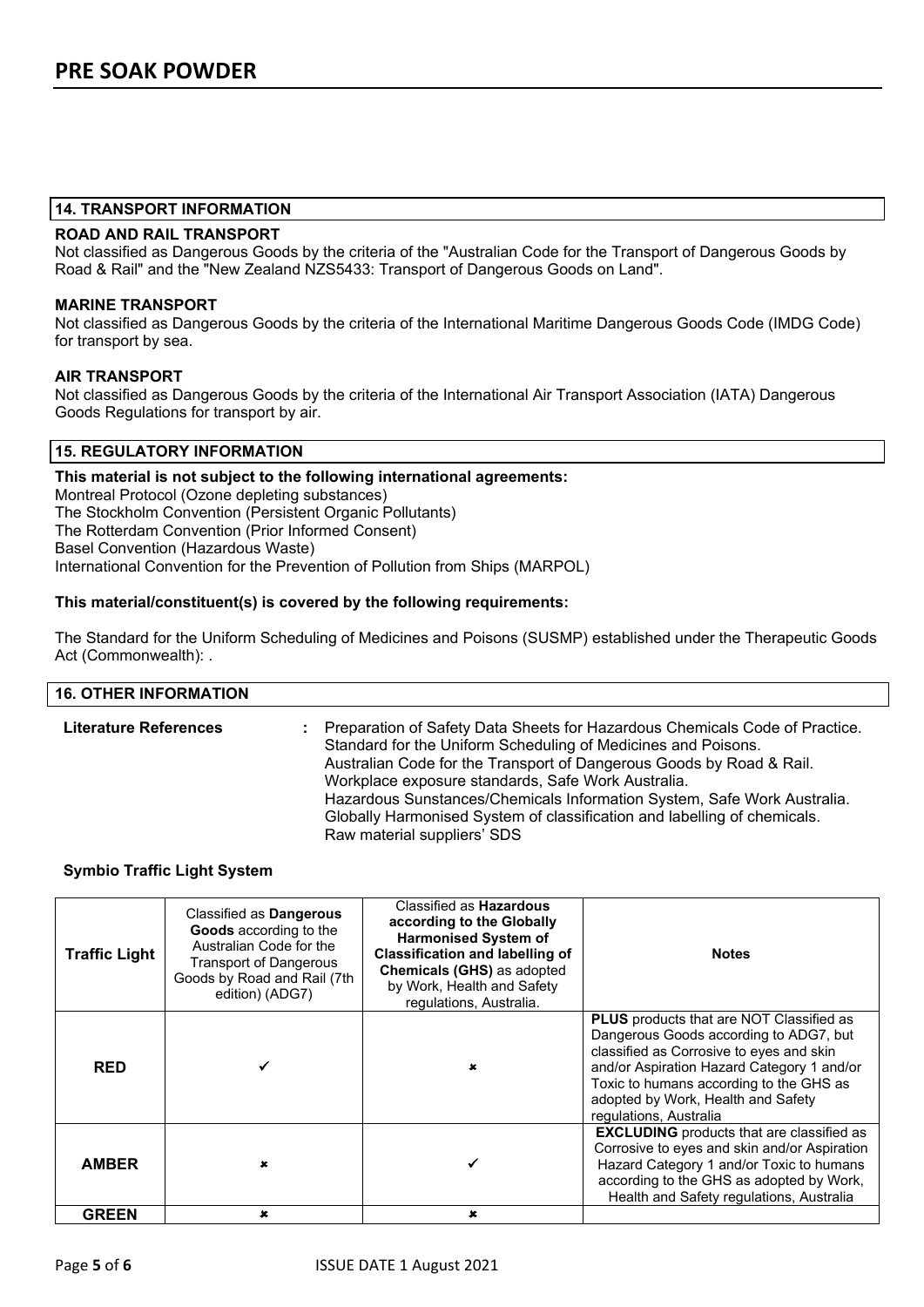## 14. TRANSPORT INFORMATION

**ROAD AND RAIL TRANSPORT**

Not classified as Dangerous Goods by the criteria of the "Australian Code for the Transport of Dangerous Goods by Road & Rail" and the "New Zealand NZS5433: Transport of Dangerous Goods on Land".

**MARINE TRANSPORT**

Not classified as Dangerous Goods by the criteria of the International Maritime Dangerous Goods Code (IMDG Code) for transport by sea.

**AIR TRANSPORT**

Not classified as Dangerous Goods by the criteria of the International Air Transport Association (IATA) Dangerous Goods Regulations for transport by air.

## 15. REGULATORY INFORMATION

**This material is not subject to the following international agreements:**

Montreal Protocol (Ozone depleting substances)
The Stockholm Convention (Persistent Organic Pollutants)
The Rotterdam Convention (Prior Informed Consent)
Basel Convention (Hazardous Waste)
International Convention for the Prevention of Pollution from Ships (MARPOL)

**This material/constituent(s) is covered by the following requirements:**

The Standard for the Uniform Scheduling of Medicines and Poisons (SUSMP) established under the Therapeutic Goods Act (Commonwealth): .

## 16. OTHER INFORMATION

**Literature References** : Preparation of Safety Data Sheets for Hazardous Chemicals Code of Practice.
Standard for the Uniform Scheduling of Medicines and Poisons.
Australian Code for the Transport of Dangerous Goods by Road & Rail.
Workplace exposure standards, Safe Work Australia.
Hazardous Sunstances/Chemicals Information System, Safe Work Australia.
Globally Harmonised System of classification and labelling of chemicals.
Raw material suppliers' SDS

**Symbio Traffic Light System**

| Traffic Light | Classified as **Dangerous Goods** according to the Australian Code for the Transport of Dangerous Goods by Road and Rail (7th edition) (ADG7) | Classified as **Hazardous according to the Globally Harmonised System of Classification and labelling of Chemicals (GHS)** as adopted by Work, Health and Safety regulations, Australia. | Notes |
|---|---|---|---|
| **RED** | ✓ | ✗ | **PLUS** products that are NOT Classified as Dangerous Goods according to ADG7, but classified as Corrosive to eyes and skin and/or Aspiration Hazard Category 1 and/or Toxic to humans according to the GHS as adopted by Work, Health and Safety regulations, Australia |
| **AMBER** | ✗ | ✓ | **EXCLUDING** products that are classified as Corrosive to eyes and skin and/or Aspiration Hazard Category 1 and/or Toxic to humans according to the GHS as adopted by Work, Health and Safety regulations, Australia |
| **GREEN** | ✗ | ✗ | |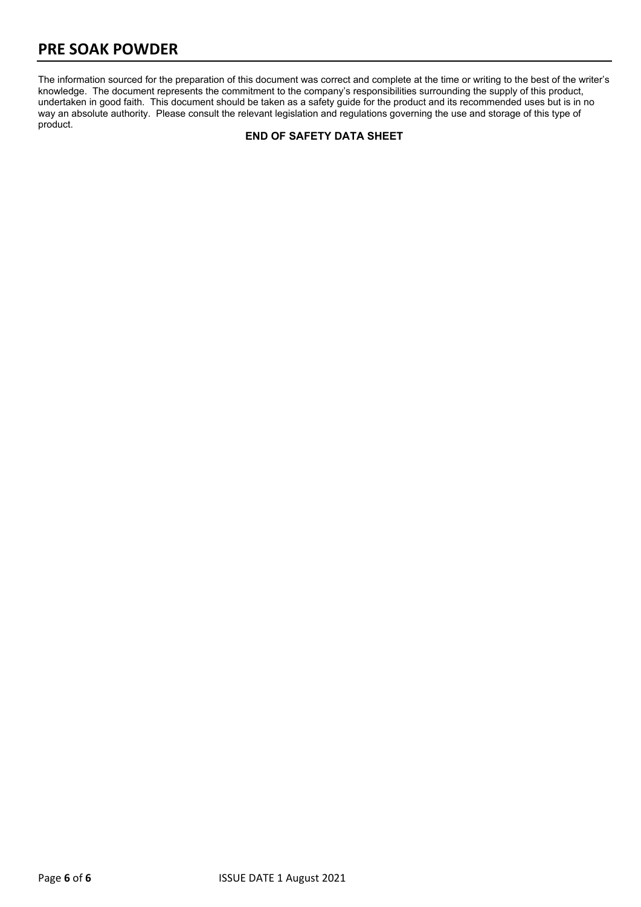The information sourced for the preparation of this document was correct and complete at the time or writing to the best of the writer's knowledge. The document represents the commitment to the company's responsibilities surrounding the supply of this product, undertaken in good faith. This document should be taken as a safety guide for the product and its recommended uses but is in no way an absolute authority. Please consult the relevant legislation and regulations governing the use and storage of this type of product.

**END OF SAFETY DATA SHEET**